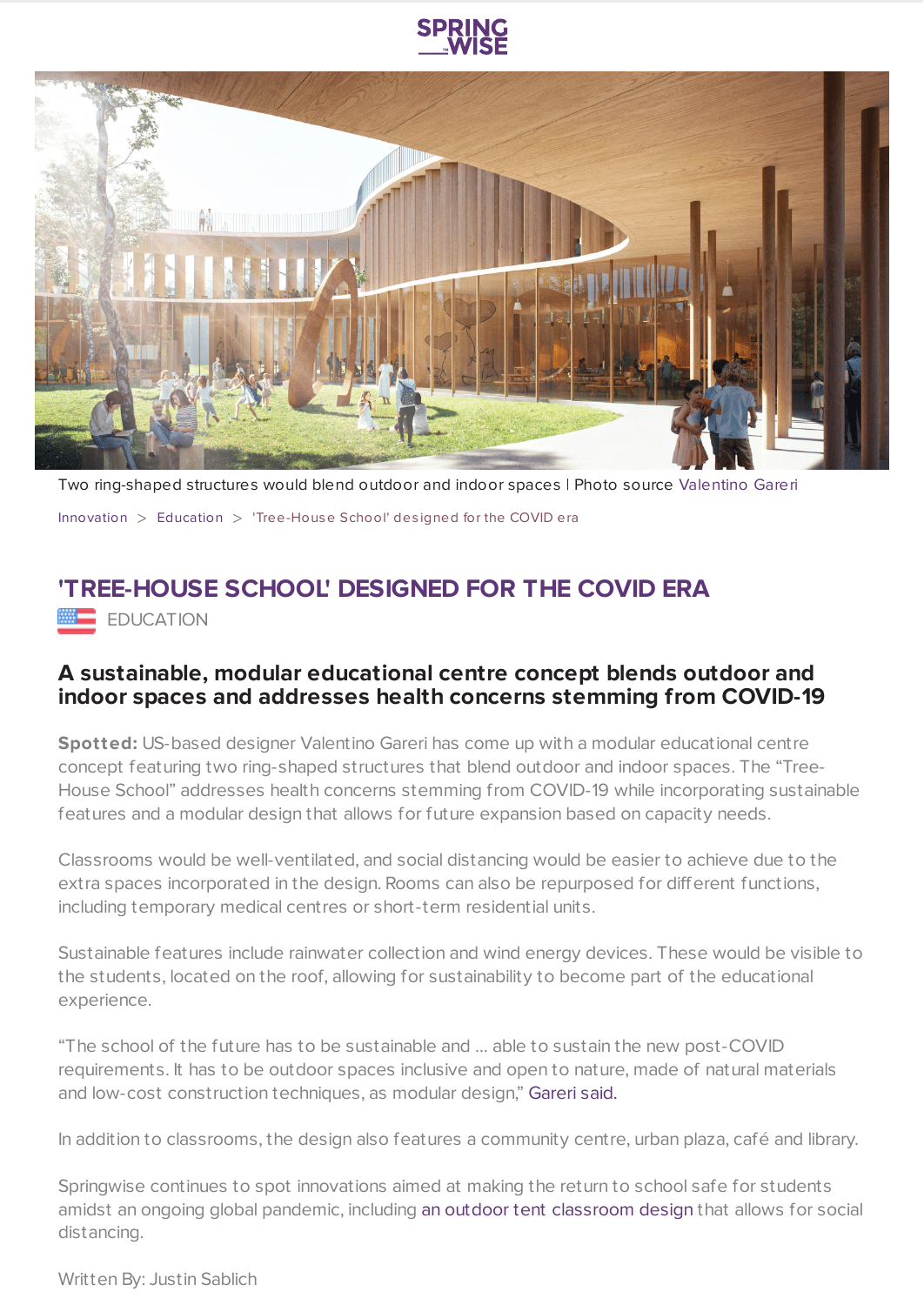Two ring-shaped structures would blend outdoor and indoor spaces | Photo source Valentino Gareri

Innovation > Education > 'Tree-House School' designed for the COVID era

# 'TREE-HOUSE SCHOOL' DESIGNED FOR THE COVID ERA

EDUCATION

## A sustainable, modular educational centre concept blends outdoor and indoor spaces and addresses health concerns stemming from COVID-19

**Spotted:** US-based designer Valentino Gareri has come up with a modular educational centre concept featuring two ring-shaped structures that blend outdoor and indoor spaces. The "Tree-House School" addresses health concerns stemming from COVID-19 while incorporating sustainable features and a modular design that allows for future expansion based on capacity needs.

Classrooms would be well-ventilated, and social distancing would be easier to achieve due to the extra spaces incorporated in the design. Rooms can also be repurposed for different functions, including temporary medical centres or short-term residential units.

Sustainable features include rainwater collection and wind energy devices. These would be visible to the students, located on the roof, allowing for sustainability to become part of the educational experience.

"The school of the future has to be sustainable and … able to sustain the new post-COVID requirements. It has to be outdoor spaces inclusive and open to nature, made of natural materials and low-cost construction techniques, as modular design," Gareri said.

In addition to classrooms, the design also features a community centre, urban plaza, café and library.

Springwise continues to spot innovations aimed at making the return to school safe for students amidst an ongoing global pandemic, including an outdoor tent classroom design that allows for social distancing.

Written By: Justin Sablich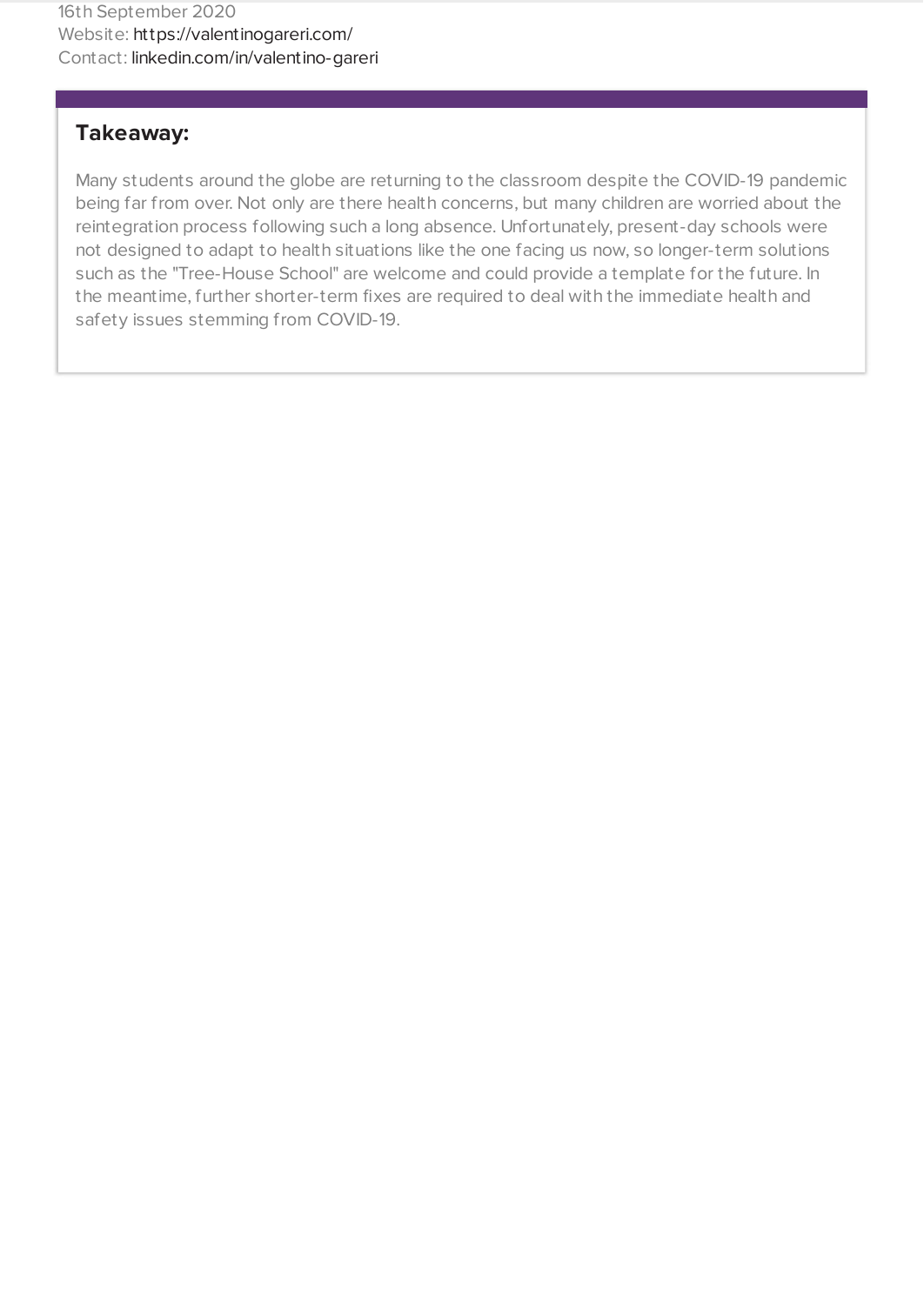16th September 2020
Website: https://valentinogareri.com/
Contact: linkedin.com/in/valentino-gareri

### Takeaway:

Many students around the globe are returning to the classroom despite the COVID-19 pandemic being far from over. Not only are there health concerns, but many children are worried about the reintegration process following such a long absence. Unfortunately, present-day schools were not designed to adapt to health situations like the one facing us now, so longer-term solutions such as the "Tree-House School" are welcome and could provide a template for the future. In the meantime, further shorter-term fixes are required to deal with the immediate health and safety issues stemming from COVID-19.